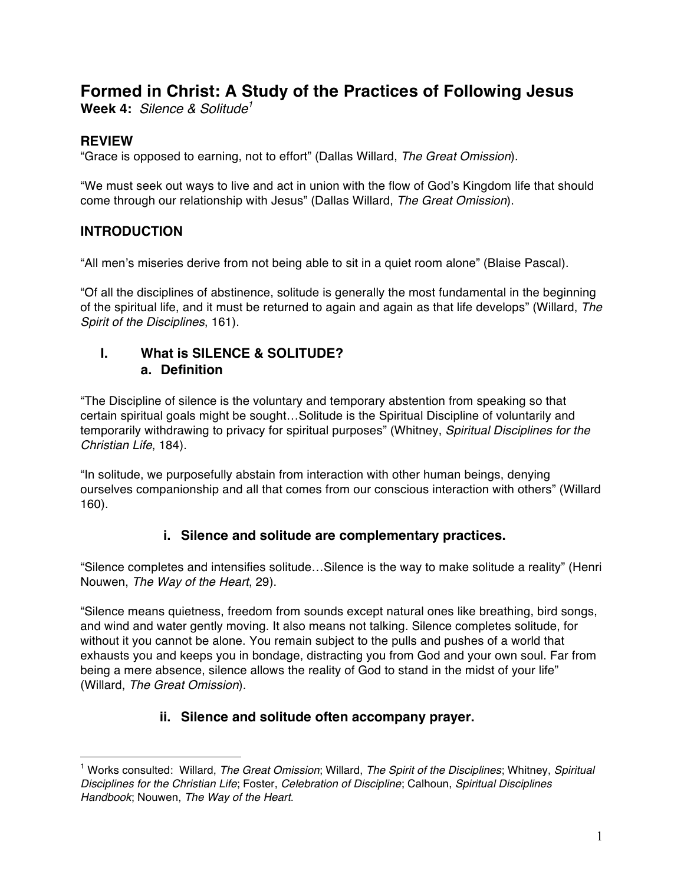# Formed in Christ: A Study of the Practices of Following Jesus

**Week 4:** *Silence & Solitude*[1]

## REVIEW

"Grace is opposed to earning, not to effort" (Dallas Willard, *The Great Omission*).

"We must seek out ways to live and act in union with the flow of God's Kingdom life that should come through our relationship with Jesus" (Dallas Willard, *The Great Omission*).

## INTRODUCTION

"All men's miseries derive from not being able to sit in a quiet room alone" (Blaise Pascal).

"Of all the disciplines of abstinence, solitude is generally the most fundamental in the beginning of the spiritual life, and it must be returned to again and again as that life develops" (Willard, *The Spirit of the Disciplines*, 161).

### I. What is SILENCE & SOLITUDE?

#### a. Definition

"The Discipline of silence is the voluntary and temporary abstention from speaking so that certain spiritual goals might be sought…Solitude is the Spiritual Discipline of voluntarily and temporarily withdrawing to privacy for spiritual purposes" (Whitney, *Spiritual Disciplines for the Christian Life*, 184).

"In solitude, we purposefully abstain from interaction with other human beings, denying ourselves companionship and all that comes from our conscious interaction with others" (Willard 160).

##### i. Silence and solitude are complementary practices.

"Silence completes and intensifies solitude…Silence is the way to make solitude a reality" (Henri Nouwen, *The Way of the Heart*, 29).

"Silence means quietness, freedom from sounds except natural ones like breathing, bird songs, and wind and water gently moving. It also means not talking. Silence completes solitude, for without it you cannot be alone. You remain subject to the pulls and pushes of a world that exhausts you and keeps you in bondage, distracting you from God and your own soul. Far from being a mere absence, silence allows the reality of God to stand in the midst of your life" (Willard, *The Great Omission*).

##### ii. Silence and solitude often accompany prayer.

---

[1] Works consulted: Willard, *The Great Omission*; Willard, *The Spirit of the Disciplines*; Whitney, *Spiritual Disciplines for the Christian Life*; Foster, *Celebration of Discipline*; Calhoun, *Spiritual Disciplines Handbook*; Nouwen, *The Way of the Heart*.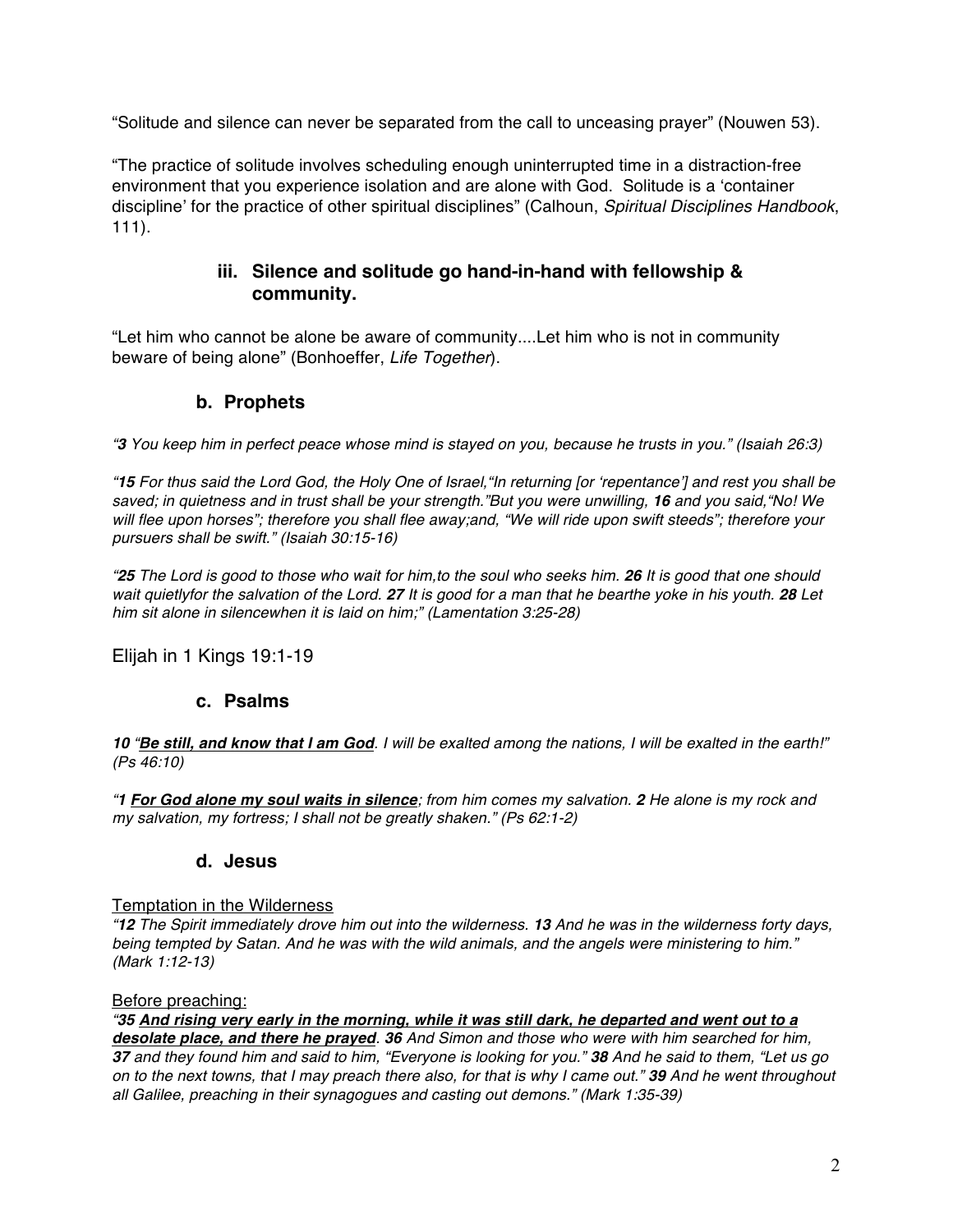"Solitude and silence can never be separated from the call to unceasing prayer" (Nouwen 53).

"The practice of solitude involves scheduling enough uninterrupted time in a distraction-free environment that you experience isolation and are alone with God. Solitude is a 'container discipline' for the practice of other spiritual disciplines" (Calhoun, *Spiritual Disciplines Handbook*, 111).

### iii. Silence and solitude go hand-in-hand with fellowship & community.

"Let him who cannot be alone be aware of community....Let him who is not in community beware of being alone" (Bonhoeffer, *Life Together*).

### b. Prophets

*"**3** You keep him in perfect peace whose mind is stayed on you, because he trusts in you." (Isaiah 26:3)*

*"**15** For thus said the Lord God, the Holy One of Israel,"In returning [or 'repentance'] and rest you shall be saved; in quietness and in trust shall be your strength."But you were unwilling, **16** and you said,"No! We will flee upon horses"; therefore you shall flee away;and, "We will ride upon swift steeds"; therefore your pursuers shall be swift." (Isaiah 30:15-16)*

*"**25** The Lord is good to those who wait for him,to the soul who seeks him. **26** It is good that one should wait quietlyfor the salvation of the Lord. **27** It is good for a man that he bearthe yoke in his youth. **28** Let him sit alone in silencewhen it is laid on him;" (Lamentation 3:25-28)*

Elijah in 1 Kings 19:1-19

### c. Psalms

***10** "**<u>Be still, and know that I am God</u>**. I will be exalted among the nations, I will be exalted in the earth!" (Ps 46:10)*

*"**1** **<u>For God alone my soul waits in silence</u>**; from him comes my salvation. **2** He alone is my rock and my salvation, my fortress; I shall not be greatly shaken." (Ps 62:1-2)*

### d. Jesus

<u>Temptation in the Wilderness</u>

*"**12** The Spirit immediately drove him out into the wilderness. **13** And he was in the wilderness forty days, being tempted by Satan. And he was with the wild animals, and the angels were ministering to him." (Mark 1:12-13)*

<u>Before preaching:</u>

*"**35** **<u>And rising very early in the morning, while it was still dark, he departed and went out to a desolate place, and there he prayed</u>**. **36** And Simon and those who were with him searched for him, **37** and they found him and said to him, "Everyone is looking for you." **38** And he said to them, "Let us go on to the next towns, that I may preach there also, for that is why I came out." **39** And he went throughout all Galilee, preaching in their synagogues and casting out demons." (Mark 1:35-39)*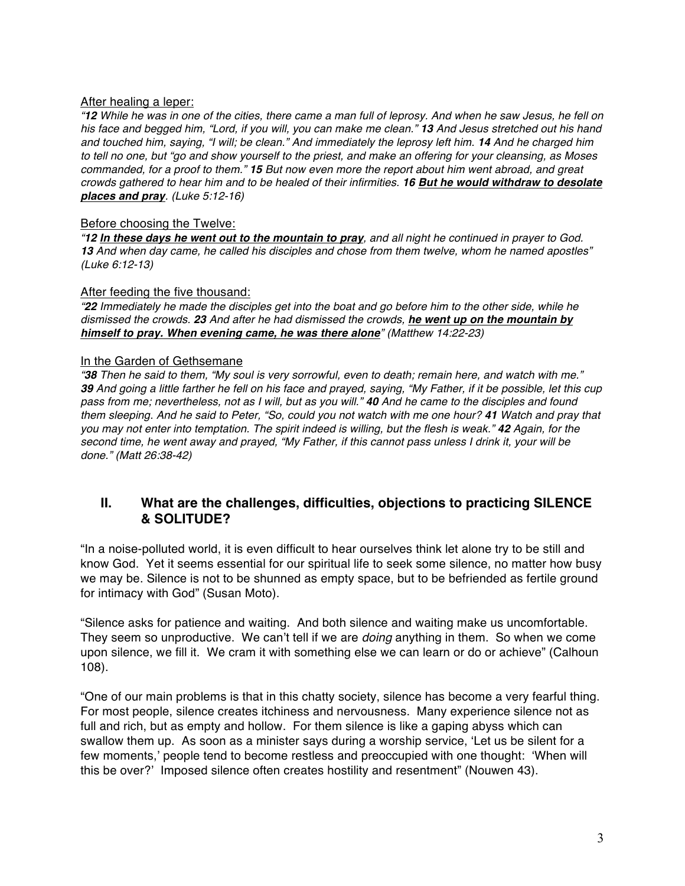<u>After healing a leper:</u>

*"**12** While he was in one of the cities, there came a man full of leprosy. And when he saw Jesus, he fell on his face and begged him, "Lord, if you will, you can make me clean." **13** And Jesus stretched out his hand and touched him, saying, "I will; be clean." And immediately the leprosy left him. **14** And he charged him to tell no one, but "go and show yourself to the priest, and make an offering for your cleansing, as Moses commanded, for a proof to them." **15** But now even more the report about him went abroad, and great crowds gathered to hear him and to be healed of their infirmities. **16** <u>**But he would withdraw to desolate places and pray**</u>. (Luke 5:12-16)*

<u>Before choosing the Twelve:</u>

*"**12** <u>**In these days he went out to the mountain to pray**</u>, and all night he continued in prayer to God. **13** And when day came, he called his disciples and chose from them twelve, whom he named apostles" (Luke 6:12-13)*

<u>After feeding the five thousand:</u>

*"**22** Immediately he made the disciples get into the boat and go before him to the other side, while he dismissed the crowds. **23** And after he had dismissed the crowds, <u>**he went up on the mountain by himself to pray. When evening came, he was there alone**</u>" (Matthew 14:22-23)*

<u>In the Garden of Gethsemane</u>

*"**38** Then he said to them, "My soul is very sorrowful, even to death; remain here, and watch with me." **39** And going a little farther he fell on his face and prayed, saying, "My Father, if it be possible, let this cup pass from me; nevertheless, not as I will, but as you will." **40** And he came to the disciples and found them sleeping. And he said to Peter, "So, could you not watch with me one hour? **41** Watch and pray that you may not enter into temptation. The spirit indeed is willing, but the flesh is weak." **42** Again, for the second time, he went away and prayed, "My Father, if this cannot pass unless I drink it, your will be done." (Matt 26:38-42)*

## II. What are the challenges, difficulties, objections to practicing SILENCE & SOLITUDE?

"In a noise-polluted world, it is even difficult to hear ourselves think let alone try to be still and know God. Yet it seems essential for our spiritual life to seek some silence, no matter how busy we may be. Silence is not to be shunned as empty space, but to be befriended as fertile ground for intimacy with God" (Susan Moto).

"Silence asks for patience and waiting. And both silence and waiting make us uncomfortable. They seem so unproductive. We can't tell if we are *doing* anything in them. So when we come upon silence, we fill it. We cram it with something else we can learn or do or achieve" (Calhoun 108).

"One of our main problems is that in this chatty society, silence has become a very fearful thing. For most people, silence creates itchiness and nervousness. Many experience silence not as full and rich, but as empty and hollow. For them silence is like a gaping abyss which can swallow them up. As soon as a minister says during a worship service, 'Let us be silent for a few moments,' people tend to become restless and preoccupied with one thought: 'When will this be over?' Imposed silence often creates hostility and resentment" (Nouwen 43).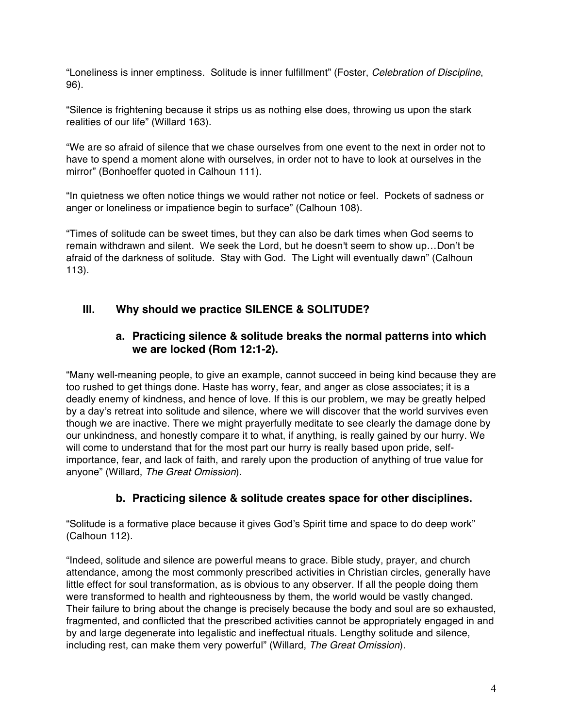"Loneliness is inner emptiness. Solitude is inner fulfillment" (Foster, *Celebration of Discipline*, 96).

"Silence is frightening because it strips us as nothing else does, throwing us upon the stark realities of our life" (Willard 163).

"We are so afraid of silence that we chase ourselves from one event to the next in order not to have to spend a moment alone with ourselves, in order not to have to look at ourselves in the mirror" (Bonhoeffer quoted in Calhoun 111).

"In quietness we often notice things we would rather not notice or feel. Pockets of sadness or anger or loneliness or impatience begin to surface" (Calhoun 108).

"Times of solitude can be sweet times, but they can also be dark times when God seems to remain withdrawn and silent. We seek the Lord, but he doesn't seem to show up…Don't be afraid of the darkness of solitude. Stay with God. The Light will eventually dawn" (Calhoun 113).

## III. Why should we practice SILENCE & SOLITUDE?

### a. Practicing silence & solitude breaks the normal patterns into which we are locked (Rom 12:1-2).

"Many well-meaning people, to give an example, cannot succeed in being kind because they are too rushed to get things done. Haste has worry, fear, and anger as close associates; it is a deadly enemy of kindness, and hence of love. If this is our problem, we may be greatly helped by a day's retreat into solitude and silence, where we will discover that the world survives even though we are inactive. There we might prayerfully meditate to see clearly the damage done by our unkindness, and honestly compare it to what, if anything, is really gained by our hurry. We will come to understand that for the most part our hurry is really based upon pride, self-importance, fear, and lack of faith, and rarely upon the production of anything of true value for anyone" (Willard, *The Great Omission*).

### b. Practicing silence & solitude creates space for other disciplines.

"Solitude is a formative place because it gives God's Spirit time and space to do deep work" (Calhoun 112).

"Indeed, solitude and silence are powerful means to grace. Bible study, prayer, and church attendance, among the most commonly prescribed activities in Christian circles, generally have little effect for soul transformation, as is obvious to any observer. If all the people doing them were transformed to health and righteousness by them, the world would be vastly changed. Their failure to bring about the change is precisely because the body and soul are so exhausted, fragmented, and conflicted that the prescribed activities cannot be appropriately engaged in and by and large degenerate into legalistic and ineffectual rituals. Lengthy solitude and silence, including rest, can make them very powerful" (Willard, *The Great Omission*).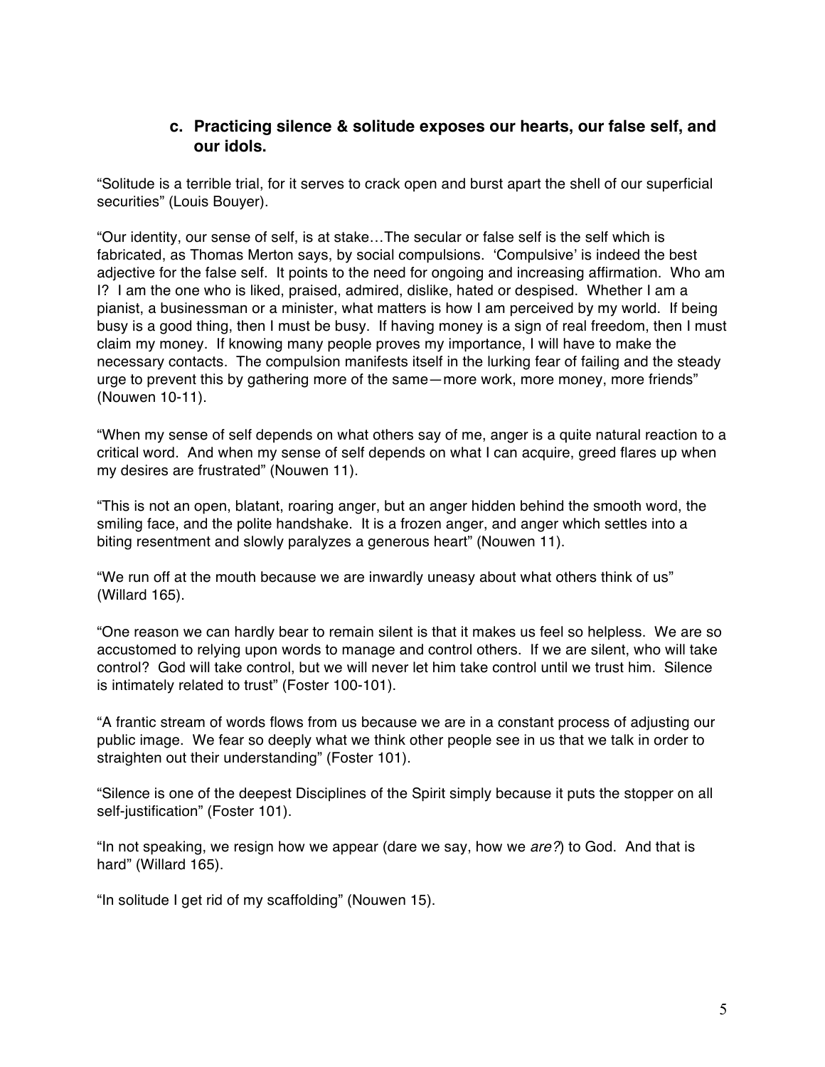### c. Practicing silence & solitude exposes our hearts, our false self, and our idols.

"Solitude is a terrible trial, for it serves to crack open and burst apart the shell of our superficial securities" (Louis Bouyer).

"Our identity, our sense of self, is at stake…The secular or false self is the self which is fabricated, as Thomas Merton says, by social compulsions. 'Compulsive' is indeed the best adjective for the false self. It points to the need for ongoing and increasing affirmation. Who am I? I am the one who is liked, praised, admired, dislike, hated or despised. Whether I am a pianist, a businessman or a minister, what matters is how I am perceived by my world. If being busy is a good thing, then I must be busy. If having money is a sign of real freedom, then I must claim my money. If knowing many people proves my importance, I will have to make the necessary contacts. The compulsion manifests itself in the lurking fear of failing and the steady urge to prevent this by gathering more of the same—more work, more money, more friends" (Nouwen 10-11).

"When my sense of self depends on what others say of me, anger is a quite natural reaction to a critical word. And when my sense of self depends on what I can acquire, greed flares up when my desires are frustrated" (Nouwen 11).

"This is not an open, blatant, roaring anger, but an anger hidden behind the smooth word, the smiling face, and the polite handshake. It is a frozen anger, and anger which settles into a biting resentment and slowly paralyzes a generous heart" (Nouwen 11).

"We run off at the mouth because we are inwardly uneasy about what others think of us" (Willard 165).

"One reason we can hardly bear to remain silent is that it makes us feel so helpless. We are so accustomed to relying upon words to manage and control others. If we are silent, who will take control? God will take control, but we will never let him take control until we trust him. Silence is intimately related to trust" (Foster 100-101).

"A frantic stream of words flows from us because we are in a constant process of adjusting our public image. We fear so deeply what we think other people see in us that we talk in order to straighten out their understanding" (Foster 101).

"Silence is one of the deepest Disciplines of the Spirit simply because it puts the stopper on all self-justification" (Foster 101).

"In not speaking, we resign how we appear (dare we say, how we *are?*) to God. And that is hard" (Willard 165).

"In solitude I get rid of my scaffolding" (Nouwen 15).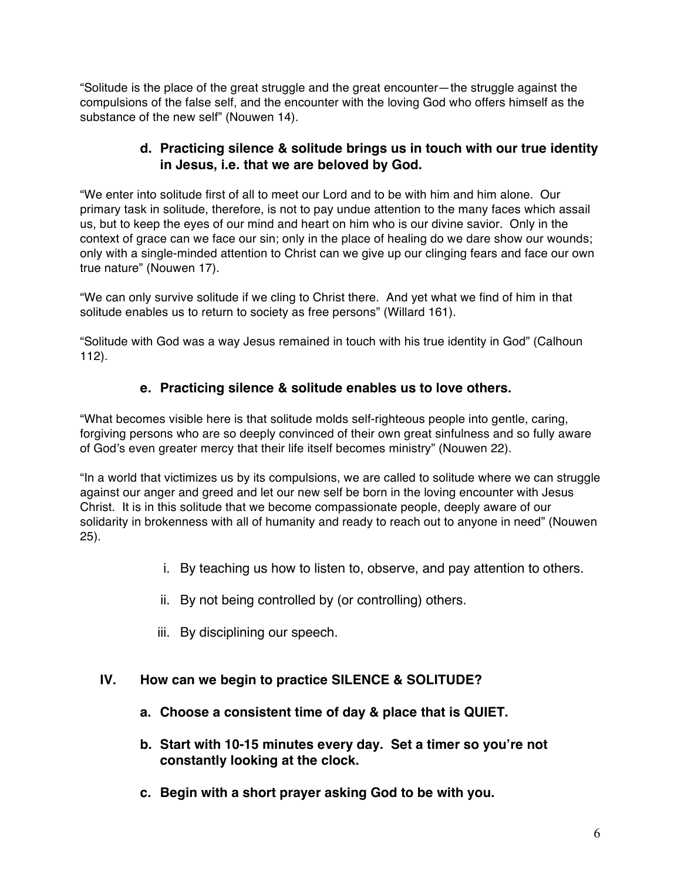"Solitude is the place of the great struggle and the great encounter—the struggle against the compulsions of the false self, and the encounter with the loving God who offers himself as the substance of the new self" (Nouwen 14).

**d. Practicing silence & solitude brings us in touch with our true identity in Jesus, i.e. that we are beloved by God.**

"We enter into solitude first of all to meet our Lord and to be with him and him alone. Our primary task in solitude, therefore, is not to pay undue attention to the many faces which assail us, but to keep the eyes of our mind and heart on him who is our divine savior. Only in the context of grace can we face our sin; only in the place of healing do we dare show our wounds; only with a single-minded attention to Christ can we give up our clinging fears and face our own true nature" (Nouwen 17).

"We can only survive solitude if we cling to Christ there. And yet what we find of him in that solitude enables us to return to society as free persons" (Willard 161).

"Solitude with God was a way Jesus remained in touch with his true identity in God" (Calhoun 112).

**e. Practicing silence & solitude enables us to love others.**

"What becomes visible here is that solitude molds self-righteous people into gentle, caring, forgiving persons who are so deeply convinced of their own great sinfulness and so fully aware of God's even greater mercy that their life itself becomes ministry" (Nouwen 22).

"In a world that victimizes us by its compulsions, we are called to solitude where we can struggle against our anger and greed and let our new self be born in the loving encounter with Jesus Christ. It is in this solitude that we become compassionate people, deeply aware of our solidarity in brokenness with all of humanity and ready to reach out to anyone in need" (Nouwen 25).

i. By teaching us how to listen to, observe, and pay attention to others.

ii. By not being controlled by (or controlling) others.

iii. By disciplining our speech.

## IV. How can we begin to practice SILENCE & SOLITUDE?

**a. Choose a consistent time of day & place that is QUIET.**

**b. Start with 10-15 minutes every day. Set a timer so you're not constantly looking at the clock.**

**c. Begin with a short prayer asking God to be with you.**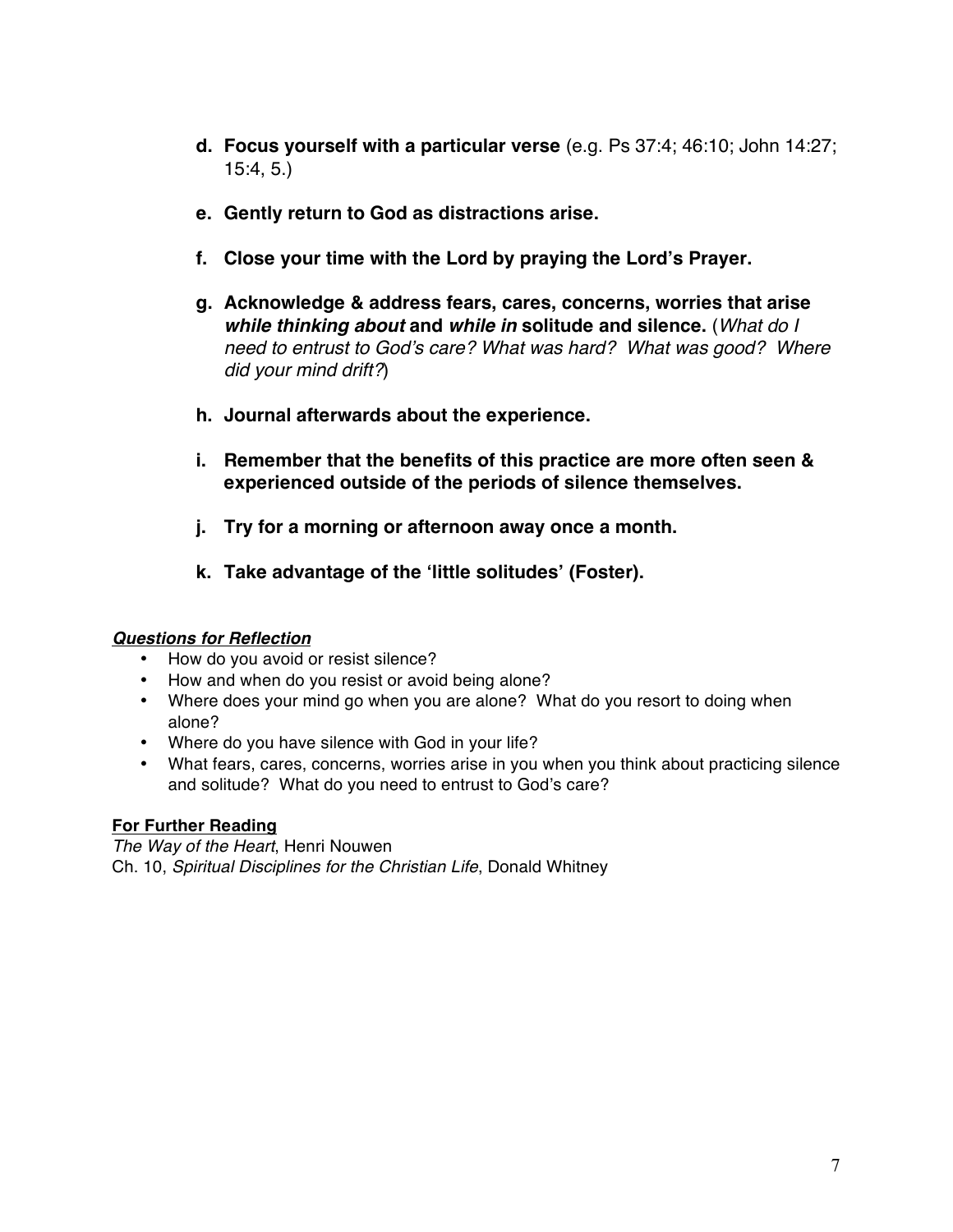d. **Focus yourself with a particular verse** (e.g. Ps 37:4; 46:10; John 14:27; 15:4, 5.)

e. **Gently return to God as distractions arise.**

f. **Close your time with the Lord by praying the Lord's Prayer.**

g. **Acknowledge & address fears, cares, concerns, worries that arise *while thinking about* and *while in* solitude and silence.** (*What do I need to entrust to God's care? What was hard? What was good? Where did your mind drift?*)

h. **Journal afterwards about the experience.**

i. **Remember that the benefits of this practice are more often seen & experienced outside of the periods of silence themselves.**

j. **Try for a morning or afternoon away once a month.**

k. **Take advantage of the 'little solitudes' (Foster).**

***Questions for Reflection***

- How do you avoid or resist silence?
- How and when do you resist or avoid being alone?
- Where does your mind go when you are alone? What do you resort to doing when alone?
- Where do you have silence with God in your life?
- What fears, cares, concerns, worries arise in you when you think about practicing silence and solitude? What do you need to entrust to God's care?

**For Further Reading**

*The Way of the Heart*, Henri Nouwen
Ch. 10, *Spiritual Disciplines for the Christian Life*, Donald Whitney